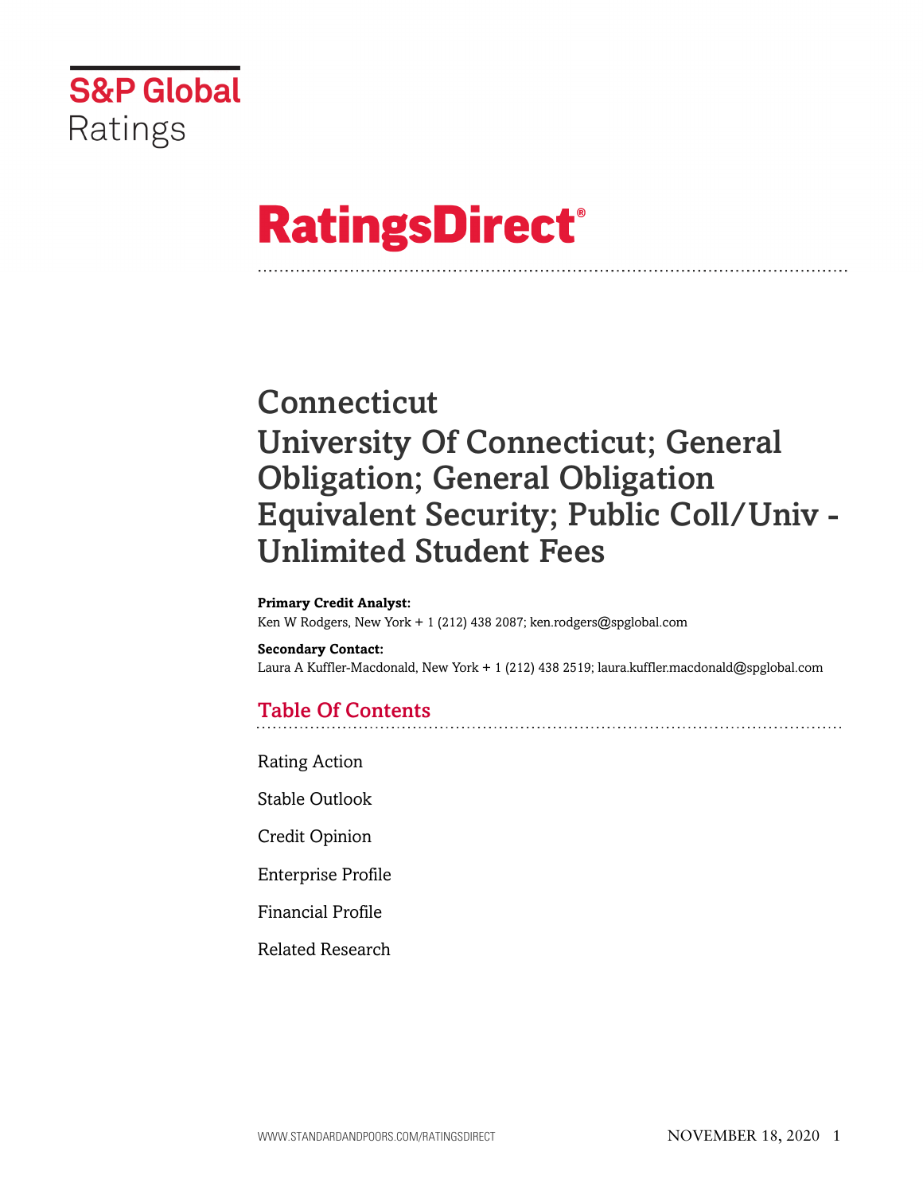S&P Global Ratings

# RatingsDirect®

# Connecticut
# University Of Connecticut; General Obligation; General Obligation Equivalent Security; Public Coll/Univ - Unlimited Student Fees

**Primary Credit Analyst:**
Ken W Rodgers, New York + 1 (212) 438 2087; ken.rodgers@spglobal.com

**Secondary Contact:**
Laura A Kuffler-Macdonald, New York + 1 (212) 438 2519; laura.kuffler.macdonald@spglobal.com

## Table Of Contents

Rating Action

Stable Outlook

Credit Opinion

Enterprise Profile

Financial Profile

Related Research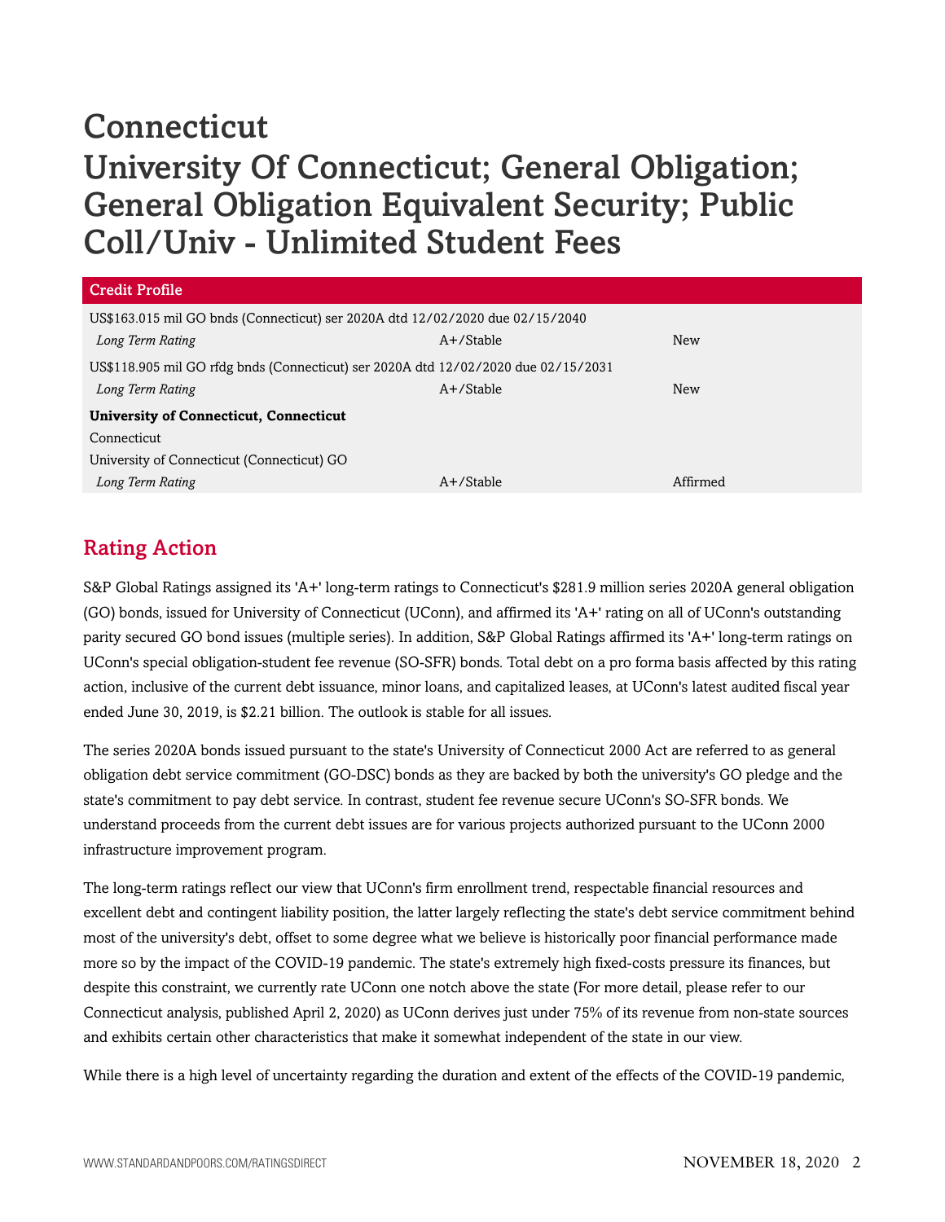# Connecticut

# University Of Connecticut; General Obligation; General Obligation Equivalent Security; Public Coll/Univ - Unlimited Student Fees

| Credit Profile | | |
|---|---|---|
| US$163.015 mil GO bnds (Connecticut) ser 2020A dtd 12/02/2020 due 02/15/2040 | | |
| *Long Term Rating* | A+/Stable | New |
| US$118.905 mil GO rfdg bnds (Connecticut) ser 2020A dtd 12/02/2020 due 02/15/2031 | | |
| *Long Term Rating* | A+/Stable | New |
| **University of Connecticut, Connecticut** | | |
| Connecticut | | |
| University of Connecticut (Connecticut) GO | | |
| *Long Term Rating* | A+/Stable | Affirmed |

## Rating Action

S&P Global Ratings assigned its 'A+' long-term ratings to Connecticut's $281.9 million series 2020A general obligation (GO) bonds, issued for University of Connecticut (UConn), and affirmed its 'A+' rating on all of UConn's outstanding parity secured GO bond issues (multiple series). In addition, S&P Global Ratings affirmed its 'A+' long-term ratings on UConn's special obligation-student fee revenue (SO-SFR) bonds. Total debt on a pro forma basis affected by this rating action, inclusive of the current debt issuance, minor loans, and capitalized leases, at UConn's latest audited fiscal year ended June 30, 2019, is $2.21 billion. The outlook is stable for all issues.

The series 2020A bonds issued pursuant to the state's University of Connecticut 2000 Act are referred to as general obligation debt service commitment (GO-DSC) bonds as they are backed by both the university's GO pledge and the state's commitment to pay debt service. In contrast, student fee revenue secure UConn's SO-SFR bonds. We understand proceeds from the current debt issues are for various projects authorized pursuant to the UConn 2000 infrastructure improvement program.

The long-term ratings reflect our view that UConn's firm enrollment trend, respectable financial resources and excellent debt and contingent liability position, the latter largely reflecting the state's debt service commitment behind most of the university's debt, offset to some degree what we believe is historically poor financial performance made more so by the impact of the COVID-19 pandemic. The state's extremely high fixed-costs pressure its finances, but despite this constraint, we currently rate UConn one notch above the state (For more detail, please refer to our Connecticut analysis, published April 2, 2020) as UConn derives just under 75% of its revenue from non-state sources and exhibits certain other characteristics that make it somewhat independent of the state in our view.

While there is a high level of uncertainty regarding the duration and extent of the effects of the COVID-19 pandemic,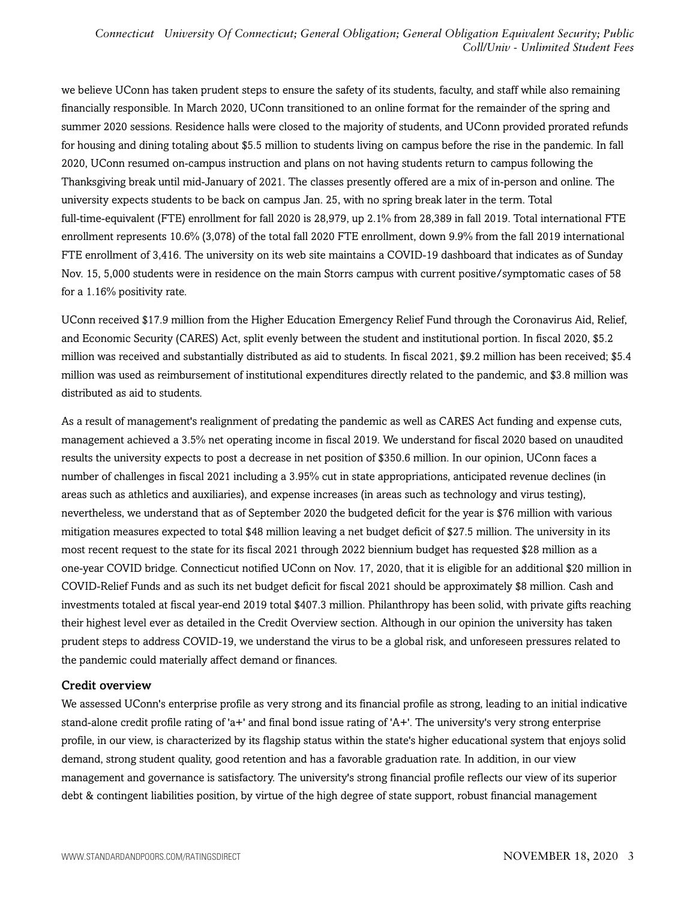we believe UConn has taken prudent steps to ensure the safety of its students, faculty, and staff while also remaining financially responsible. In March 2020, UConn transitioned to an online format for the remainder of the spring and summer 2020 sessions. Residence halls were closed to the majority of students, and UConn provided prorated refunds for housing and dining totaling about $5.5 million to students living on campus before the rise in the pandemic. In fall 2020, UConn resumed on-campus instruction and plans on not having students return to campus following the Thanksgiving break until mid-January of 2021. The classes presently offered are a mix of in-person and online. The university expects students to be back on campus Jan. 25, with no spring break later in the term. Total full-time-equivalent (FTE) enrollment for fall 2020 is 28,979, up 2.1% from 28,389 in fall 2019. Total international FTE enrollment represents 10.6% (3,078) of the total fall 2020 FTE enrollment, down 9.9% from the fall 2019 international FTE enrollment of 3,416. The university on its web site maintains a COVID-19 dashboard that indicates as of Sunday Nov. 15, 5,000 students were in residence on the main Storrs campus with current positive/symptomatic cases of 58 for a 1.16% positivity rate.

UConn received $17.9 million from the Higher Education Emergency Relief Fund through the Coronavirus Aid, Relief, and Economic Security (CARES) Act, split evenly between the student and institutional portion. In fiscal 2020, $5.2 million was received and substantially distributed as aid to students. In fiscal 2021, $9.2 million has been received; $5.4 million was used as reimbursement of institutional expenditures directly related to the pandemic, and $3.8 million was distributed as aid to students.

As a result of management's realignment of predating the pandemic as well as CARES Act funding and expense cuts, management achieved a 3.5% net operating income in fiscal 2019. We understand for fiscal 2020 based on unaudited results the university expects to post a decrease in net position of $350.6 million. In our opinion, UConn faces a number of challenges in fiscal 2021 including a 3.95% cut in state appropriations, anticipated revenue declines (in areas such as athletics and auxiliaries), and expense increases (in areas such as technology and virus testing), nevertheless, we understand that as of September 2020 the budgeted deficit for the year is $76 million with various mitigation measures expected to total $48 million leaving a net budget deficit of $27.5 million. The university in its most recent request to the state for its fiscal 2021 through 2022 biennium budget has requested $28 million as a one-year COVID bridge. Connecticut notified UConn on Nov. 17, 2020, that it is eligible for an additional $20 million in COVID-Relief Funds and as such its net budget deficit for fiscal 2021 should be approximately $8 million. Cash and investments totaled at fiscal year-end 2019 total $407.3 million. Philanthropy has been solid, with private gifts reaching their highest level ever as detailed in the Credit Overview section. Although in our opinion the university has taken prudent steps to address COVID-19, we understand the virus to be a global risk, and unforeseen pressures related to the pandemic could materially affect demand or finances.

## Credit overview

We assessed UConn's enterprise profile as very strong and its financial profile as strong, leading to an initial indicative stand-alone credit profile rating of 'a+' and final bond issue rating of 'A+'. The university's very strong enterprise profile, in our view, is characterized by its flagship status within the state's higher educational system that enjoys solid demand, strong student quality, good retention and has a favorable graduation rate. In addition, in our view management and governance is satisfactory. The university's strong financial profile reflects our view of its superior debt & contingent liabilities position, by virtue of the high degree of state support, robust financial management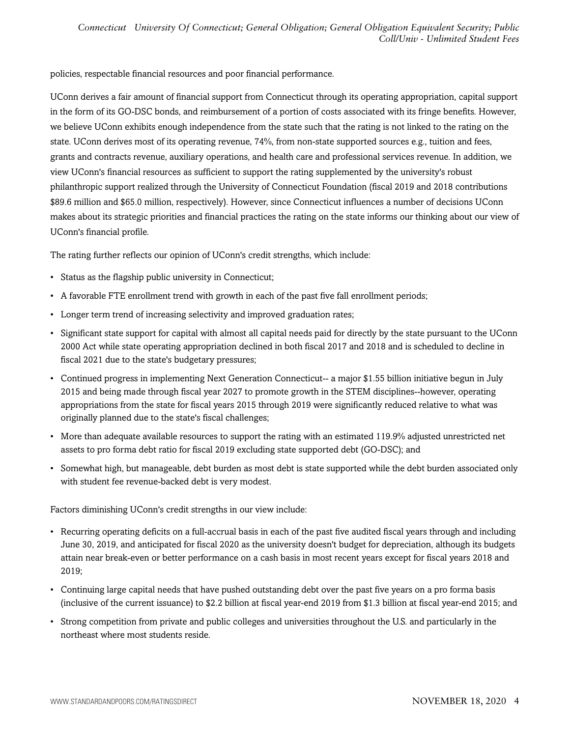policies, respectable financial resources and poor financial performance.

UConn derives a fair amount of financial support from Connecticut through its operating appropriation, capital support in the form of its GO-DSC bonds, and reimbursement of a portion of costs associated with its fringe benefits. However, we believe UConn exhibits enough independence from the state such that the rating is not linked to the rating on the state. UConn derives most of its operating revenue, 74%, from non-state supported sources e.g., tuition and fees, grants and contracts revenue, auxiliary operations, and health care and professional services revenue. In addition, we view UConn's financial resources as sufficient to support the rating supplemented by the university's robust philanthropic support realized through the University of Connecticut Foundation (fiscal 2019 and 2018 contributions $89.6 million and $65.0 million, respectively). However, since Connecticut influences a number of decisions UConn makes about its strategic priorities and financial practices the rating on the state informs our thinking about our view of UConn's financial profile.

The rating further reflects our opinion of UConn's credit strengths, which include:

- Status as the flagship public university in Connecticut;
- A favorable FTE enrollment trend with growth in each of the past five fall enrollment periods;
- Longer term trend of increasing selectivity and improved graduation rates;
- Significant state support for capital with almost all capital needs paid for directly by the state pursuant to the UConn 2000 Act while state operating appropriation declined in both fiscal 2017 and 2018 and is scheduled to decline in fiscal 2021 due to the state's budgetary pressures;
- Continued progress in implementing Next Generation Connecticut-- a major $1.55 billion initiative begun in July 2015 and being made through fiscal year 2027 to promote growth in the STEM disciplines--however, operating appropriations from the state for fiscal years 2015 through 2019 were significantly reduced relative to what was originally planned due to the state's fiscal challenges;
- More than adequate available resources to support the rating with an estimated 119.9% adjusted unrestricted net assets to pro forma debt ratio for fiscal 2019 excluding state supported debt (GO-DSC); and
- Somewhat high, but manageable, debt burden as most debt is state supported while the debt burden associated only with student fee revenue-backed debt is very modest.

Factors diminishing UConn's credit strengths in our view include:

- Recurring operating deficits on a full-accrual basis in each of the past five audited fiscal years through and including June 30, 2019, and anticipated for fiscal 2020 as the university doesn't budget for depreciation, although its budgets attain near break-even or better performance on a cash basis in most recent years except for fiscal years 2018 and 2019;
- Continuing large capital needs that have pushed outstanding debt over the past five years on a pro forma basis (inclusive of the current issuance) to $2.2 billion at fiscal year-end 2019 from $1.3 billion at fiscal year-end 2015; and
- Strong competition from private and public colleges and universities throughout the U.S. and particularly in the northeast where most students reside.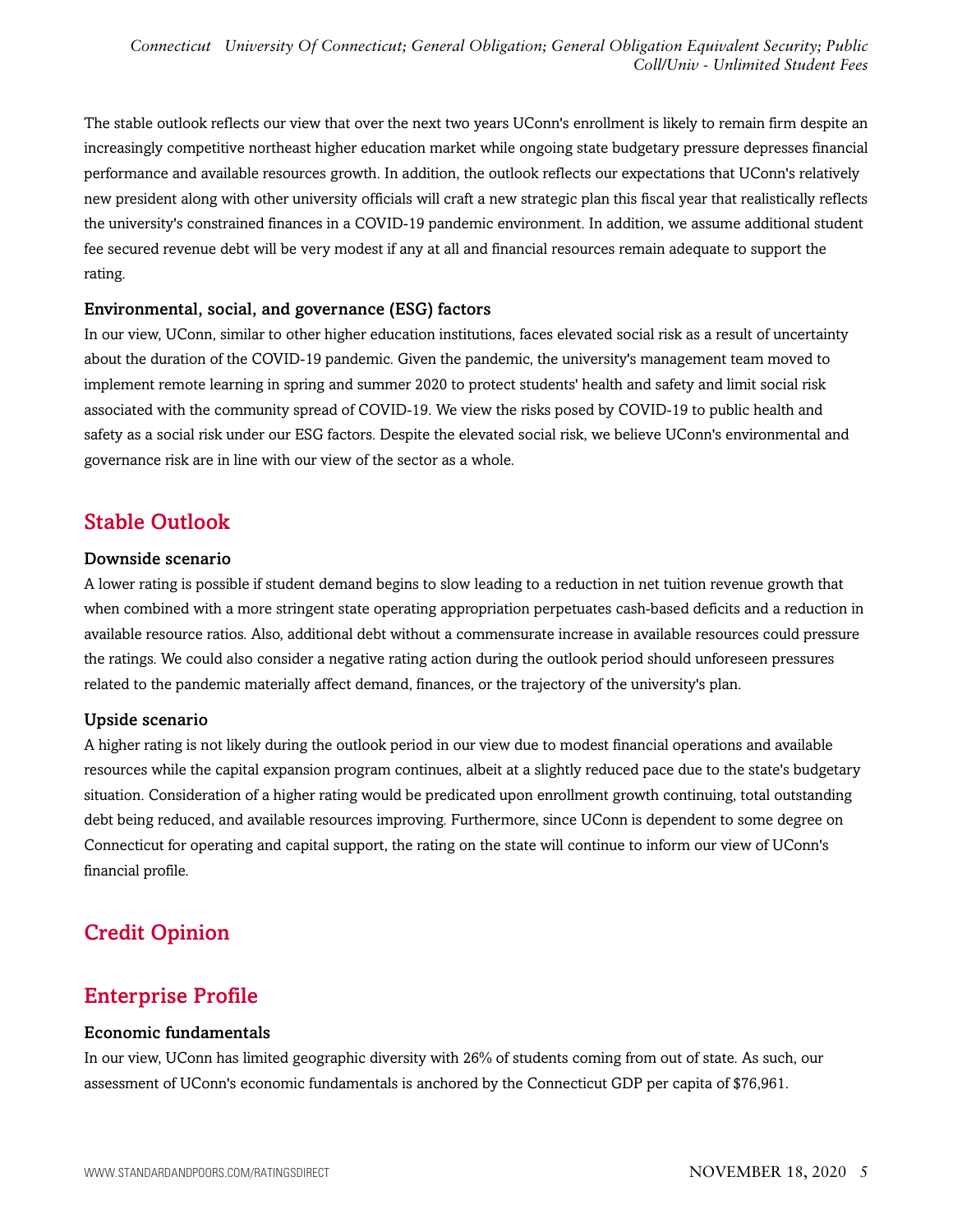The stable outlook reflects our view that over the next two years UConn's enrollment is likely to remain firm despite an increasingly competitive northeast higher education market while ongoing state budgetary pressure depresses financial performance and available resources growth. In addition, the outlook reflects our expectations that UConn's relatively new president along with other university officials will craft a new strategic plan this fiscal year that realistically reflects the university's constrained finances in a COVID-19 pandemic environment. In addition, we assume additional student fee secured revenue debt will be very modest if any at all and financial resources remain adequate to support the rating.

### Environmental, social, and governance (ESG) factors

In our view, UConn, similar to other higher education institutions, faces elevated social risk as a result of uncertainty about the duration of the COVID-19 pandemic. Given the pandemic, the university's management team moved to implement remote learning in spring and summer 2020 to protect students' health and safety and limit social risk associated with the community spread of COVID-19. We view the risks posed by COVID-19 to public health and safety as a social risk under our ESG factors. Despite the elevated social risk, we believe UConn's environmental and governance risk are in line with our view of the sector as a whole.

## Stable Outlook

### Downside scenario

A lower rating is possible if student demand begins to slow leading to a reduction in net tuition revenue growth that when combined with a more stringent state operating appropriation perpetuates cash-based deficits and a reduction in available resource ratios. Also, additional debt without a commensurate increase in available resources could pressure the ratings. We could also consider a negative rating action during the outlook period should unforeseen pressures related to the pandemic materially affect demand, finances, or the trajectory of the university's plan.

### Upside scenario

A higher rating is not likely during the outlook period in our view due to modest financial operations and available resources while the capital expansion program continues, albeit at a slightly reduced pace due to the state's budgetary situation. Consideration of a higher rating would be predicated upon enrollment growth continuing, total outstanding debt being reduced, and available resources improving. Furthermore, since UConn is dependent to some degree on Connecticut for operating and capital support, the rating on the state will continue to inform our view of UConn's financial profile.

## Credit Opinion

## Enterprise Profile

### Economic fundamentals

In our view, UConn has limited geographic diversity with 26% of students coming from out of state. As such, our assessment of UConn's economic fundamentals is anchored by the Connecticut GDP per capita of $76,961.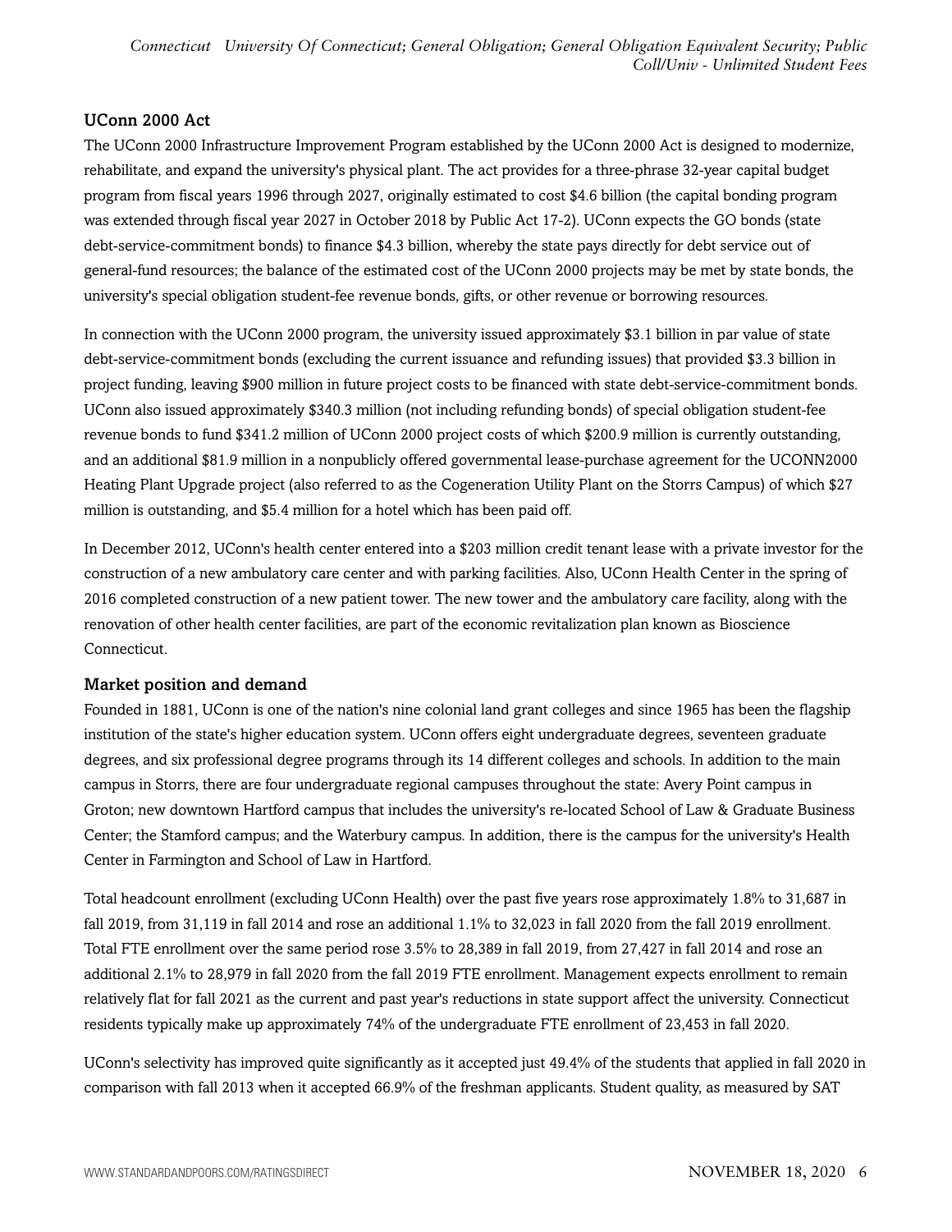## UConn 2000 Act

The UConn 2000 Infrastructure Improvement Program established by the UConn 2000 Act is designed to modernize, rehabilitate, and expand the university's physical plant. The act provides for a three-phrase 32-year capital budget program from fiscal years 1996 through 2027, originally estimated to cost $4.6 billion (the capital bonding program was extended through fiscal year 2027 in October 2018 by Public Act 17-2). UConn expects the GO bonds (state debt-service-commitment bonds) to finance $4.3 billion, whereby the state pays directly for debt service out of general-fund resources; the balance of the estimated cost of the UConn 2000 projects may be met by state bonds, the university's special obligation student-fee revenue bonds, gifts, or other revenue or borrowing resources.

In connection with the UConn 2000 program, the university issued approximately $3.1 billion in par value of state debt-service-commitment bonds (excluding the current issuance and refunding issues) that provided $3.3 billion in project funding, leaving $900 million in future project costs to be financed with state debt-service-commitment bonds. UConn also issued approximately $340.3 million (not including refunding bonds) of special obligation student-fee revenue bonds to fund $341.2 million of UConn 2000 project costs of which $200.9 million is currently outstanding, and an additional $81.9 million in a nonpublicly offered governmental lease-purchase agreement for the UCONN2000 Heating Plant Upgrade project (also referred to as the Cogeneration Utility Plant on the Storrs Campus) of which $27 million is outstanding, and $5.4 million for a hotel which has been paid off.

In December 2012, UConn's health center entered into a $203 million credit tenant lease with a private investor for the construction of a new ambulatory care center and with parking facilities. Also, UConn Health Center in the spring of 2016 completed construction of a new patient tower. The new tower and the ambulatory care facility, along with the renovation of other health center facilities, are part of the economic revitalization plan known as Bioscience Connecticut.

## Market position and demand

Founded in 1881, UConn is one of the nation's nine colonial land grant colleges and since 1965 has been the flagship institution of the state's higher education system. UConn offers eight undergraduate degrees, seventeen graduate degrees, and six professional degree programs through its 14 different colleges and schools. In addition to the main campus in Storrs, there are four undergraduate regional campuses throughout the state: Avery Point campus in Groton; new downtown Hartford campus that includes the university's re-located School of Law & Graduate Business Center; the Stamford campus; and the Waterbury campus. In addition, there is the campus for the university's Health Center in Farmington and School of Law in Hartford.

Total headcount enrollment (excluding UConn Health) over the past five years rose approximately 1.8% to 31,687 in fall 2019, from 31,119 in fall 2014 and rose an additional 1.1% to 32,023 in fall 2020 from the fall 2019 enrollment. Total FTE enrollment over the same period rose 3.5% to 28,389 in fall 2019, from 27,427 in fall 2014 and rose an additional 2.1% to 28,979 in fall 2020 from the fall 2019 FTE enrollment. Management expects enrollment to remain relatively flat for fall 2021 as the current and past year's reductions in state support affect the university. Connecticut residents typically make up approximately 74% of the undergraduate FTE enrollment of 23,453 in fall 2020.

UConn's selectivity has improved quite significantly as it accepted just 49.4% of the students that applied in fall 2020 in comparison with fall 2013 when it accepted 66.9% of the freshman applicants. Student quality, as measured by SAT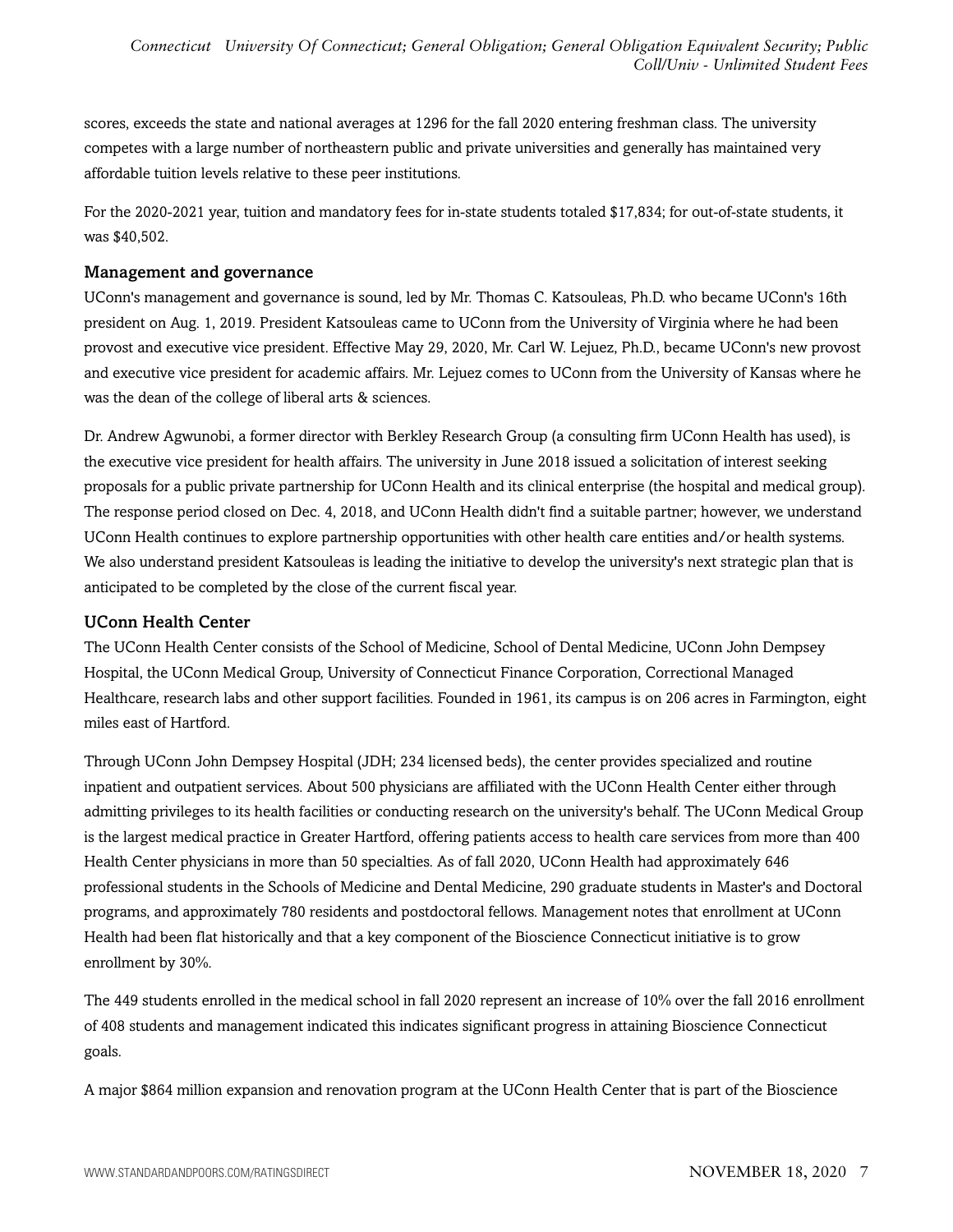scores, exceeds the state and national averages at 1296 for the fall 2020 entering freshman class. The university competes with a large number of northeastern public and private universities and generally has maintained very affordable tuition levels relative to these peer institutions.

For the 2020-2021 year, tuition and mandatory fees for in-state students totaled $17,834; for out-of-state students, it was $40,502.

### Management and governance

UConn's management and governance is sound, led by Mr. Thomas C. Katsouleas, Ph.D. who became UConn's 16th president on Aug. 1, 2019. President Katsouleas came to UConn from the University of Virginia where he had been provost and executive vice president. Effective May 29, 2020, Mr. Carl W. Lejuez, Ph.D., became UConn's new provost and executive vice president for academic affairs. Mr. Lejuez comes to UConn from the University of Kansas where he was the dean of the college of liberal arts & sciences.

Dr. Andrew Agwunobi, a former director with Berkley Research Group (a consulting firm UConn Health has used), is the executive vice president for health affairs. The university in June 2018 issued a solicitation of interest seeking proposals for a public private partnership for UConn Health and its clinical enterprise (the hospital and medical group). The response period closed on Dec. 4, 2018, and UConn Health didn't find a suitable partner; however, we understand UConn Health continues to explore partnership opportunities with other health care entities and/or health systems. We also understand president Katsouleas is leading the initiative to develop the university's next strategic plan that is anticipated to be completed by the close of the current fiscal year.

### UConn Health Center

The UConn Health Center consists of the School of Medicine, School of Dental Medicine, UConn John Dempsey Hospital, the UConn Medical Group, University of Connecticut Finance Corporation, Correctional Managed Healthcare, research labs and other support facilities. Founded in 1961, its campus is on 206 acres in Farmington, eight miles east of Hartford.

Through UConn John Dempsey Hospital (JDH; 234 licensed beds), the center provides specialized and routine inpatient and outpatient services. About 500 physicians are affiliated with the UConn Health Center either through admitting privileges to its health facilities or conducting research on the university's behalf. The UConn Medical Group is the largest medical practice in Greater Hartford, offering patients access to health care services from more than 400 Health Center physicians in more than 50 specialties. As of fall 2020, UConn Health had approximately 646 professional students in the Schools of Medicine and Dental Medicine, 290 graduate students in Master's and Doctoral programs, and approximately 780 residents and postdoctoral fellows. Management notes that enrollment at UConn Health had been flat historically and that a key component of the Bioscience Connecticut initiative is to grow enrollment by 30%.

The 449 students enrolled in the medical school in fall 2020 represent an increase of 10% over the fall 2016 enrollment of 408 students and management indicated this indicates significant progress in attaining Bioscience Connecticut goals.

A major $864 million expansion and renovation program at the UConn Health Center that is part of the Bioscience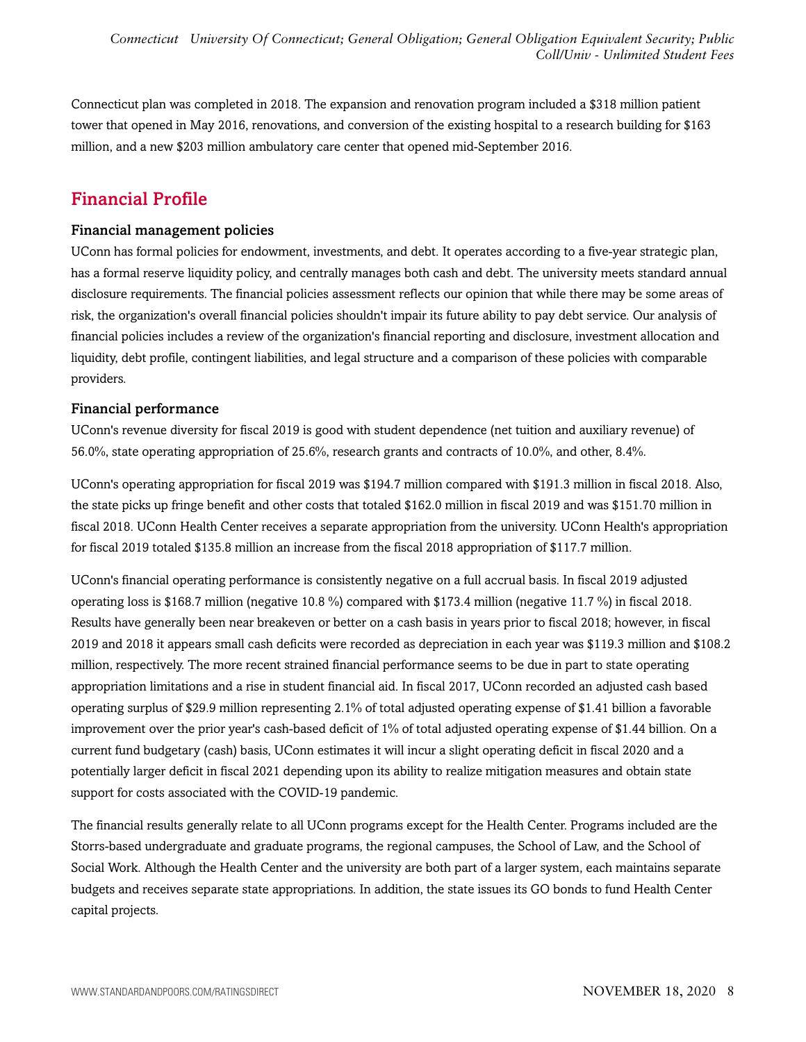Connecticut plan was completed in 2018. The expansion and renovation program included a $318 million patient tower that opened in May 2016, renovations, and conversion of the existing hospital to a research building for $163 million, and a new $203 million ambulatory care center that opened mid-September 2016.

## Financial Profile

### Financial management policies

UConn has formal policies for endowment, investments, and debt. It operates according to a five-year strategic plan, has a formal reserve liquidity policy, and centrally manages both cash and debt. The university meets standard annual disclosure requirements. The financial policies assessment reflects our opinion that while there may be some areas of risk, the organization's overall financial policies shouldn't impair its future ability to pay debt service. Our analysis of financial policies includes a review of the organization's financial reporting and disclosure, investment allocation and liquidity, debt profile, contingent liabilities, and legal structure and a comparison of these policies with comparable providers.

### Financial performance

UConn's revenue diversity for fiscal 2019 is good with student dependence (net tuition and auxiliary revenue) of 56.0%, state operating appropriation of 25.6%, research grants and contracts of 10.0%, and other, 8.4%.

UConn's operating appropriation for fiscal 2019 was $194.7 million compared with $191.3 million in fiscal 2018. Also, the state picks up fringe benefit and other costs that totaled $162.0 million in fiscal 2019 and was $151.70 million in fiscal 2018. UConn Health Center receives a separate appropriation from the university. UConn Health's appropriation for fiscal 2019 totaled $135.8 million an increase from the fiscal 2018 appropriation of $117.7 million.

UConn's financial operating performance is consistently negative on a full accrual basis. In fiscal 2019 adjusted operating loss is $168.7 million (negative 10.8 %) compared with $173.4 million (negative 11.7 %) in fiscal 2018. Results have generally been near breakeven or better on a cash basis in years prior to fiscal 2018; however, in fiscal 2019 and 2018 it appears small cash deficits were recorded as depreciation in each year was $119.3 million and $108.2 million, respectively. The more recent strained financial performance seems to be due in part to state operating appropriation limitations and a rise in student financial aid. In fiscal 2017, UConn recorded an adjusted cash based operating surplus of $29.9 million representing 2.1% of total adjusted operating expense of $1.41 billion a favorable improvement over the prior year's cash-based deficit of 1% of total adjusted operating expense of $1.44 billion. On a current fund budgetary (cash) basis, UConn estimates it will incur a slight operating deficit in fiscal 2020 and a potentially larger deficit in fiscal 2021 depending upon its ability to realize mitigation measures and obtain state support for costs associated with the COVID-19 pandemic.

The financial results generally relate to all UConn programs except for the Health Center. Programs included are the Storrs-based undergraduate and graduate programs, the regional campuses, the School of Law, and the School of Social Work. Although the Health Center and the university are both part of a larger system, each maintains separate budgets and receives separate state appropriations. In addition, the state issues its GO bonds to fund Health Center capital projects.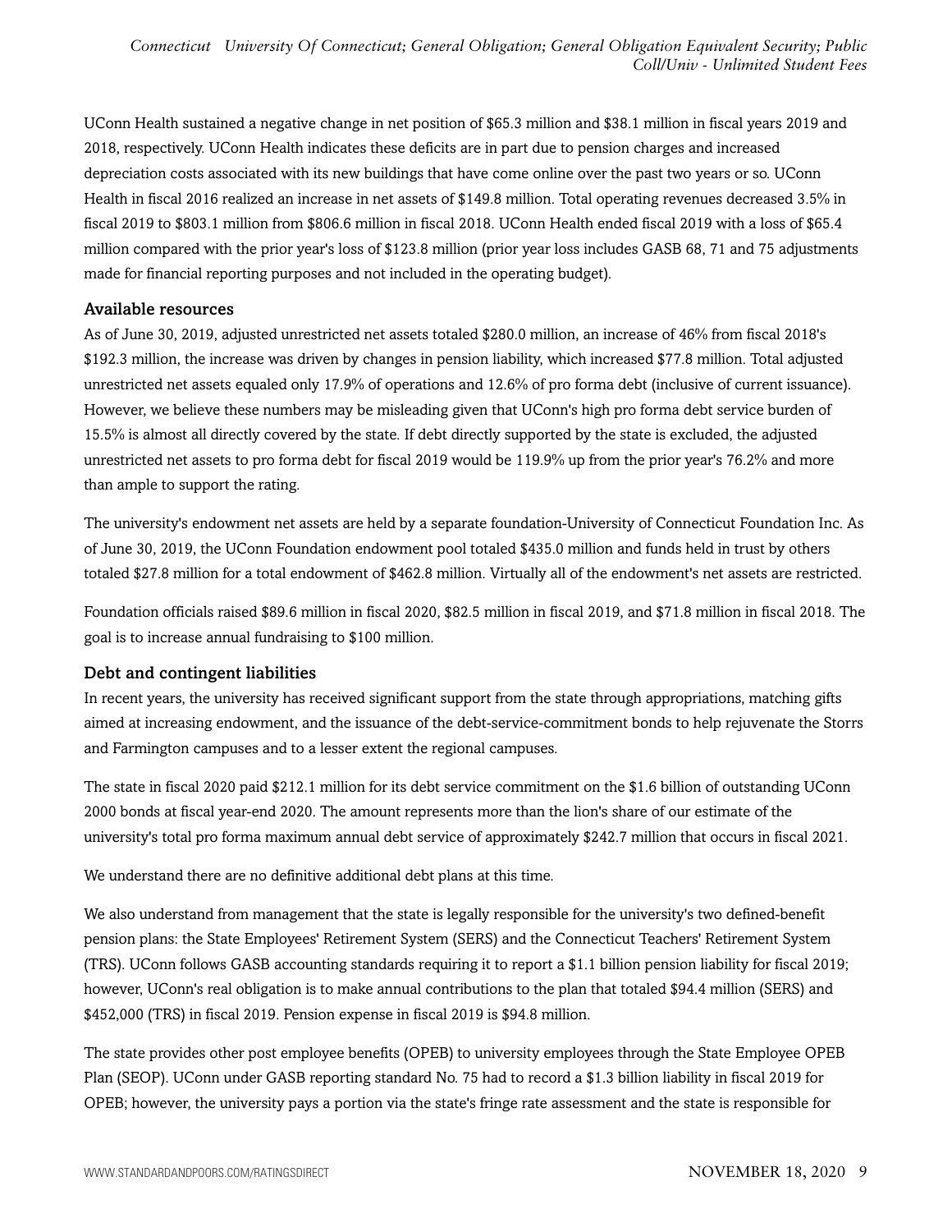UConn Health sustained a negative change in net position of $65.3 million and $38.1 million in fiscal years 2019 and 2018, respectively. UConn Health indicates these deficits are in part due to pension charges and increased depreciation costs associated with its new buildings that have come online over the past two years or so. UConn Health in fiscal 2016 realized an increase in net assets of $149.8 million. Total operating revenues decreased 3.5% in fiscal 2019 to $803.1 million from $806.6 million in fiscal 2018. UConn Health ended fiscal 2019 with a loss of $65.4 million compared with the prior year's loss of $123.8 million (prior year loss includes GASB 68, 71 and 75 adjustments made for financial reporting purposes and not included in the operating budget).

### Available resources

As of June 30, 2019, adjusted unrestricted net assets totaled $280.0 million, an increase of 46% from fiscal 2018's $192.3 million, the increase was driven by changes in pension liability, which increased $77.8 million. Total adjusted unrestricted net assets equaled only 17.9% of operations and 12.6% of pro forma debt (inclusive of current issuance). However, we believe these numbers may be misleading given that UConn's high pro forma debt service burden of 15.5% is almost all directly covered by the state. If debt directly supported by the state is excluded, the adjusted unrestricted net assets to pro forma debt for fiscal 2019 would be 119.9% up from the prior year's 76.2% and more than ample to support the rating.

The university's endowment net assets are held by a separate foundation-University of Connecticut Foundation Inc. As of June 30, 2019, the UConn Foundation endowment pool totaled $435.0 million and funds held in trust by others totaled $27.8 million for a total endowment of $462.8 million. Virtually all of the endowment's net assets are restricted.

Foundation officials raised $89.6 million in fiscal 2020, $82.5 million in fiscal 2019, and $71.8 million in fiscal 2018. The goal is to increase annual fundraising to $100 million.

### Debt and contingent liabilities

In recent years, the university has received significant support from the state through appropriations, matching gifts aimed at increasing endowment, and the issuance of the debt-service-commitment bonds to help rejuvenate the Storrs and Farmington campuses and to a lesser extent the regional campuses.

The state in fiscal 2020 paid $212.1 million for its debt service commitment on the $1.6 billion of outstanding UConn 2000 bonds at fiscal year-end 2020. The amount represents more than the lion's share of our estimate of the university's total pro forma maximum annual debt service of approximately $242.7 million that occurs in fiscal 2021.

We understand there are no definitive additional debt plans at this time.

We also understand from management that the state is legally responsible for the university's two defined-benefit pension plans: the State Employees' Retirement System (SERS) and the Connecticut Teachers' Retirement System (TRS). UConn follows GASB accounting standards requiring it to report a $1.1 billion pension liability for fiscal 2019; however, UConn's real obligation is to make annual contributions to the plan that totaled $94.4 million (SERS) and $452,000 (TRS) in fiscal 2019. Pension expense in fiscal 2019 is $94.8 million.

The state provides other post employee benefits (OPEB) to university employees through the State Employee OPEB Plan (SEOP). UConn under GASB reporting standard No. 75 had to record a $1.3 billion liability in fiscal 2019 for OPEB; however, the university pays a portion via the state's fringe rate assessment and the state is responsible for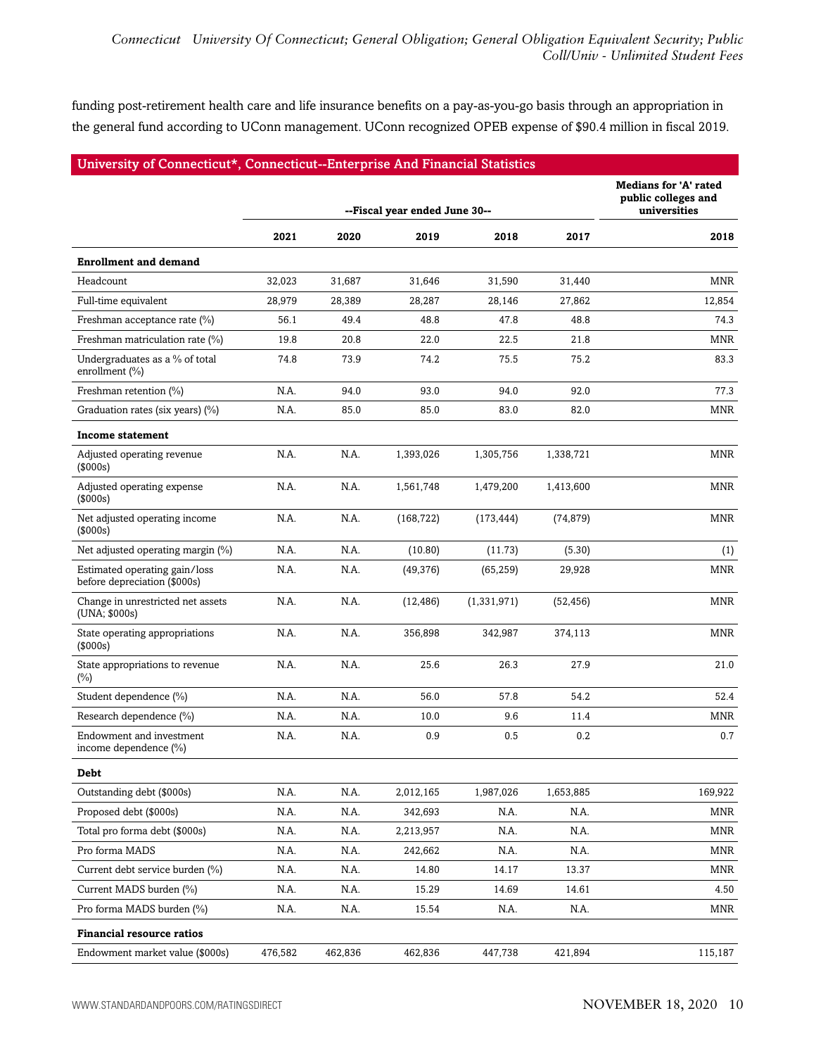funding post-retirement health care and life insurance benefits on a pay-as-you-go basis through an appropriation in the general fund according to UConn management. UConn recognized OPEB expense of $90.4 million in fiscal 2019.

**University of Connecticut*, Connecticut--Enterprise And Financial Statistics**

| | --Fiscal year ended June 30-- | | | | | Medians for 'A' rated public colleges and universities |
|---|---|---|---|---|---|---|
| | 2021 | 2020 | 2019 | 2018 | 2017 | 2018 |
| **Enrollment and demand** | | | | | | |
| Headcount | 32,023 | 31,687 | 31,646 | 31,590 | 31,440 | MNR |
| Full-time equivalent | 28,979 | 28,389 | 28,287 | 28,146 | 27,862 | 12,854 |
| Freshman acceptance rate (%) | 56.1 | 49.4 | 48.8 | 47.8 | 48.8 | 74.3 |
| Freshman matriculation rate (%) | 19.8 | 20.8 | 22.0 | 22.5 | 21.8 | MNR |
| Undergraduates as a % of total enrollment (%) | 74.8 | 73.9 | 74.2 | 75.5 | 75.2 | 83.3 |
| Freshman retention (%) | N.A. | 94.0 | 93.0 | 94.0 | 92.0 | 77.3 |
| Graduation rates (six years) (%) | N.A. | 85.0 | 85.0 | 83.0 | 82.0 | MNR |
| **Income statement** | | | | | | |
| Adjusted operating revenue ($000s) | N.A. | N.A. | 1,393,026 | 1,305,756 | 1,338,721 | MNR |
| Adjusted operating expense ($000s) | N.A. | N.A. | 1,561,748 | 1,479,200 | 1,413,600 | MNR |
| Net adjusted operating income ($000s) | N.A. | N.A. | (168,722) | (173,444) | (74,879) | MNR |
| Net adjusted operating margin (%) | N.A. | N.A. | (10.80) | (11.73) | (5.30) | (1) |
| Estimated operating gain/loss before depreciation ($000s) | N.A. | N.A. | (49,376) | (65,259) | 29,928 | MNR |
| Change in unrestricted net assets (UNA; $000s) | N.A. | N.A. | (12,486) | (1,331,971) | (52,456) | MNR |
| State operating appropriations ($000s) | N.A. | N.A. | 356,898 | 342,987 | 374,113 | MNR |
| State appropriations to revenue (%) | N.A. | N.A. | 25.6 | 26.3 | 27.9 | 21.0 |
| Student dependence (%) | N.A. | N.A. | 56.0 | 57.8 | 54.2 | 52.4 |
| Research dependence (%) | N.A. | N.A. | 10.0 | 9.6 | 11.4 | MNR |
| Endowment and investment income dependence (%) | N.A. | N.A. | 0.9 | 0.5 | 0.2 | 0.7 |
| **Debt** | | | | | | |
| Outstanding debt ($000s) | N.A. | N.A. | 2,012,165 | 1,987,026 | 1,653,885 | 169,922 |
| Proposed debt ($000s) | N.A. | N.A. | 342,693 | N.A. | N.A. | MNR |
| Total pro forma debt ($000s) | N.A. | N.A. | 2,213,957 | N.A. | N.A. | MNR |
| Pro forma MADS | N.A. | N.A. | 242,662 | N.A. | N.A. | MNR |
| Current debt service burden (%) | N.A. | N.A. | 14.80 | 14.17 | 13.37 | MNR |
| Current MADS burden (%) | N.A. | N.A. | 15.29 | 14.69 | 14.61 | 4.50 |
| Pro forma MADS burden (%) | N.A. | N.A. | 15.54 | N.A. | N.A. | MNR |
| **Financial resource ratios** | | | | | | |
| Endowment market value ($000s) | 476,582 | 462,836 | 462,836 | 447,738 | 421,894 | 115,187 |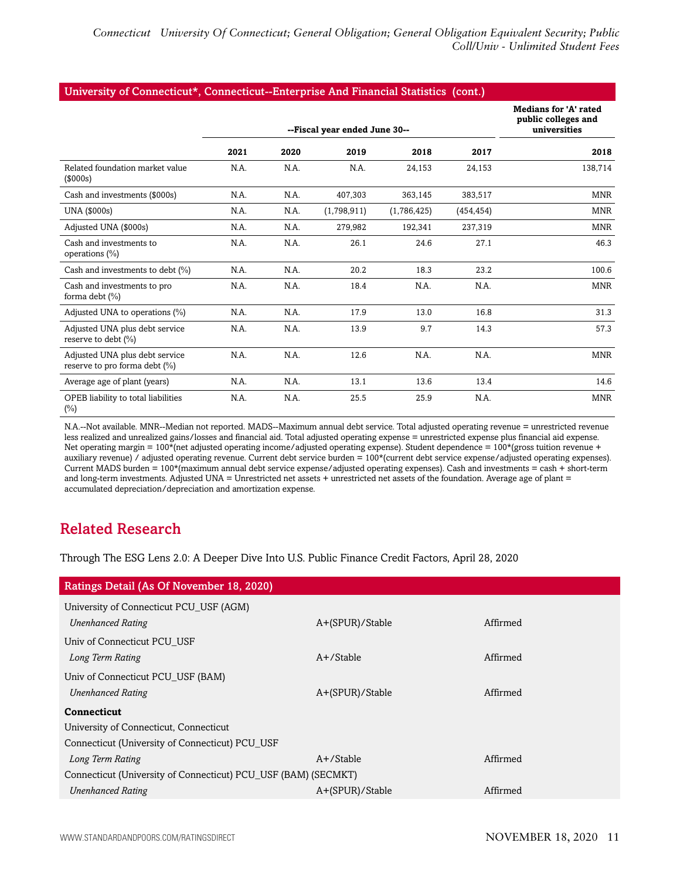## University of Connecticut*, Connecticut--Enterprise And Financial Statistics (cont.)

| | --Fiscal year ended June 30-- | | | | | Medians for 'A' rated public colleges and universities |
|---|---|---|---|---|---|---|
| | 2021 | 2020 | 2019 | 2018 | 2017 | 2018 |
| Related foundation market value ($000s) | N.A. | N.A. | N.A. | 24,153 | 24,153 | 138,714 |
| Cash and investments ($000s) | N.A. | N.A. | 407,303 | 363,145 | 383,517 | MNR |
| UNA ($000s) | N.A. | N.A. | (1,798,911) | (1,786,425) | (454,454) | MNR |
| Adjusted UNA ($000s) | N.A. | N.A. | 279,982 | 192,341 | 237,319 | MNR |
| Cash and investments to operations (%) | N.A. | N.A. | 26.1 | 24.6 | 27.1 | 46.3 |
| Cash and investments to debt (%) | N.A. | N.A. | 20.2 | 18.3 | 23.2 | 100.6 |
| Cash and investments to pro forma debt (%) | N.A. | N.A. | 18.4 | N.A. | N.A. | MNR |
| Adjusted UNA to operations (%) | N.A. | N.A. | 17.9 | 13.0 | 16.8 | 31.3 |
| Adjusted UNA plus debt service reserve to debt (%) | N.A. | N.A. | 13.9 | 9.7 | 14.3 | 57.3 |
| Adjusted UNA plus debt service reserve to pro forma debt (%) | N.A. | N.A. | 12.6 | N.A. | N.A. | MNR |
| Average age of plant (years) | N.A. | N.A. | 13.1 | 13.6 | 13.4 | 14.6 |
| OPEB liability to total liabilities (%) | N.A. | N.A. | 25.5 | 25.9 | N.A. | MNR |

N.A.--Not available. MNR--Median not reported. MADS--Maximum annual debt service. Total adjusted operating revenue = unrestricted revenue less realized and unrealized gains/losses and financial aid. Total adjusted operating expense = unrestricted expense plus financial aid expense. Net operating margin = 100*(net adjusted operating income/adjusted operating expense). Student dependence = 100*(gross tuition revenue + auxiliary revenue) / adjusted operating revenue. Current debt service burden = 100*(current debt service expense/adjusted operating expenses). Current MADS burden = 100*(maximum annual debt service expense/adjusted operating expenses). Cash and investments = cash + short-term and long-term investments. Adjusted UNA = Unrestricted net assets + unrestricted net assets of the foundation. Average age of plant = accumulated depreciation/depreciation and amortization expense.

## Related Research

Through The ESG Lens 2.0: A Deeper Dive Into U.S. Public Finance Credit Factors, April 28, 2020

## Ratings Detail (As Of November 18, 2020)

| | | |
|---|---|---|
| University of Connecticut PCU_USF (AGM) | | |
| *Unenhanced Rating* | A+(SPUR)/Stable | Affirmed |
| Univ of Connecticut PCU_USF | | |
| *Long Term Rating* | A+/Stable | Affirmed |
| Univ of Connecticut PCU_USF (BAM) | | |
| *Unenhanced Rating* | A+(SPUR)/Stable | Affirmed |
| **Connecticut** | | |
| University of Connecticut, Connecticut | | |
| Connecticut (University of Connecticut) PCU_USF | | |
| *Long Term Rating* | A+/Stable | Affirmed |
| Connecticut (University of Connecticut) PCU_USF (BAM) (SECMKT) | | |
| *Unenhanced Rating* | A+(SPUR)/Stable | Affirmed |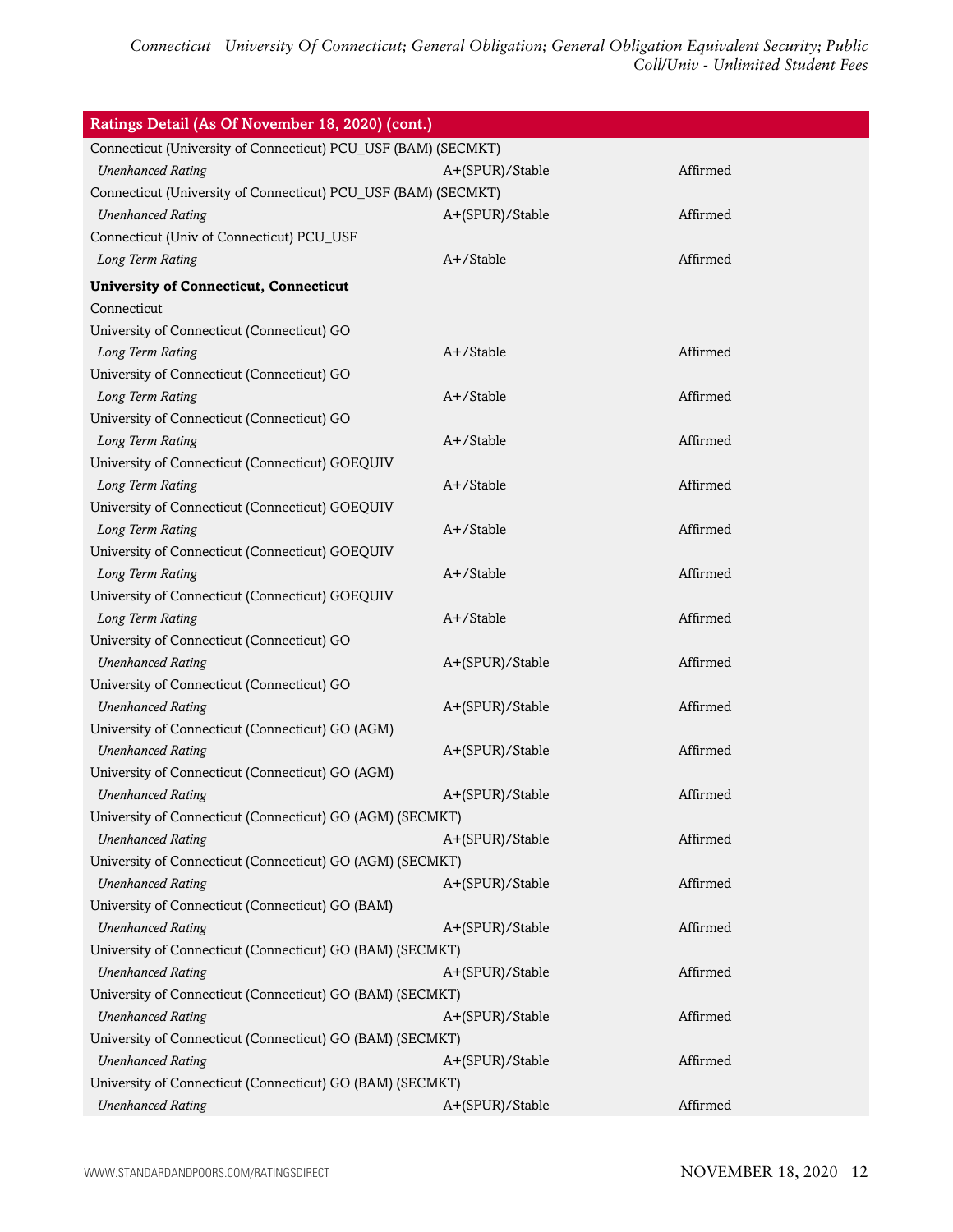| Ratings Detail (As Of November 18, 2020) (cont.) | | |
|---|---|---|
| Connecticut (University of Connecticut) PCU_USF (BAM) (SECMKT) | | |
| *Unenhanced Rating* | A+(SPUR)/Stable | Affirmed |
| Connecticut (University of Connecticut) PCU_USF (BAM) (SECMKT) | | |
| *Unenhanced Rating* | A+(SPUR)/Stable | Affirmed |
| Connecticut (Univ of Connecticut) PCU_USF | | |
| *Long Term Rating* | A+/Stable | Affirmed |
| **University of Connecticut, Connecticut** | | |
| Connecticut | | |
| University of Connecticut (Connecticut) GO | | |
| *Long Term Rating* | A+/Stable | Affirmed |
| University of Connecticut (Connecticut) GO | | |
| *Long Term Rating* | A+/Stable | Affirmed |
| University of Connecticut (Connecticut) GO | | |
| *Long Term Rating* | A+/Stable | Affirmed |
| University of Connecticut (Connecticut) GOEQUIV | | |
| *Long Term Rating* | A+/Stable | Affirmed |
| University of Connecticut (Connecticut) GOEQUIV | | |
| *Long Term Rating* | A+/Stable | Affirmed |
| University of Connecticut (Connecticut) GOEQUIV | | |
| *Long Term Rating* | A+/Stable | Affirmed |
| University of Connecticut (Connecticut) GOEQUIV | | |
| *Long Term Rating* | A+/Stable | Affirmed |
| University of Connecticut (Connecticut) GO | | |
| *Unenhanced Rating* | A+(SPUR)/Stable | Affirmed |
| University of Connecticut (Connecticut) GO | | |
| *Unenhanced Rating* | A+(SPUR)/Stable | Affirmed |
| University of Connecticut (Connecticut) GO (AGM) | | |
| *Unenhanced Rating* | A+(SPUR)/Stable | Affirmed |
| University of Connecticut (Connecticut) GO (AGM) | | |
| *Unenhanced Rating* | A+(SPUR)/Stable | Affirmed |
| University of Connecticut (Connecticut) GO (AGM) (SECMKT) | | |
| *Unenhanced Rating* | A+(SPUR)/Stable | Affirmed |
| University of Connecticut (Connecticut) GO (AGM) (SECMKT) | | |
| *Unenhanced Rating* | A+(SPUR)/Stable | Affirmed |
| University of Connecticut (Connecticut) GO (BAM) | | |
| *Unenhanced Rating* | A+(SPUR)/Stable | Affirmed |
| University of Connecticut (Connecticut) GO (BAM) (SECMKT) | | |
| *Unenhanced Rating* | A+(SPUR)/Stable | Affirmed |
| University of Connecticut (Connecticut) GO (BAM) (SECMKT) | | |
| *Unenhanced Rating* | A+(SPUR)/Stable | Affirmed |
| University of Connecticut (Connecticut) GO (BAM) (SECMKT) | | |
| *Unenhanced Rating* | A+(SPUR)/Stable | Affirmed |
| University of Connecticut (Connecticut) GO (BAM) (SECMKT) | | |
| *Unenhanced Rating* | A+(SPUR)/Stable | Affirmed |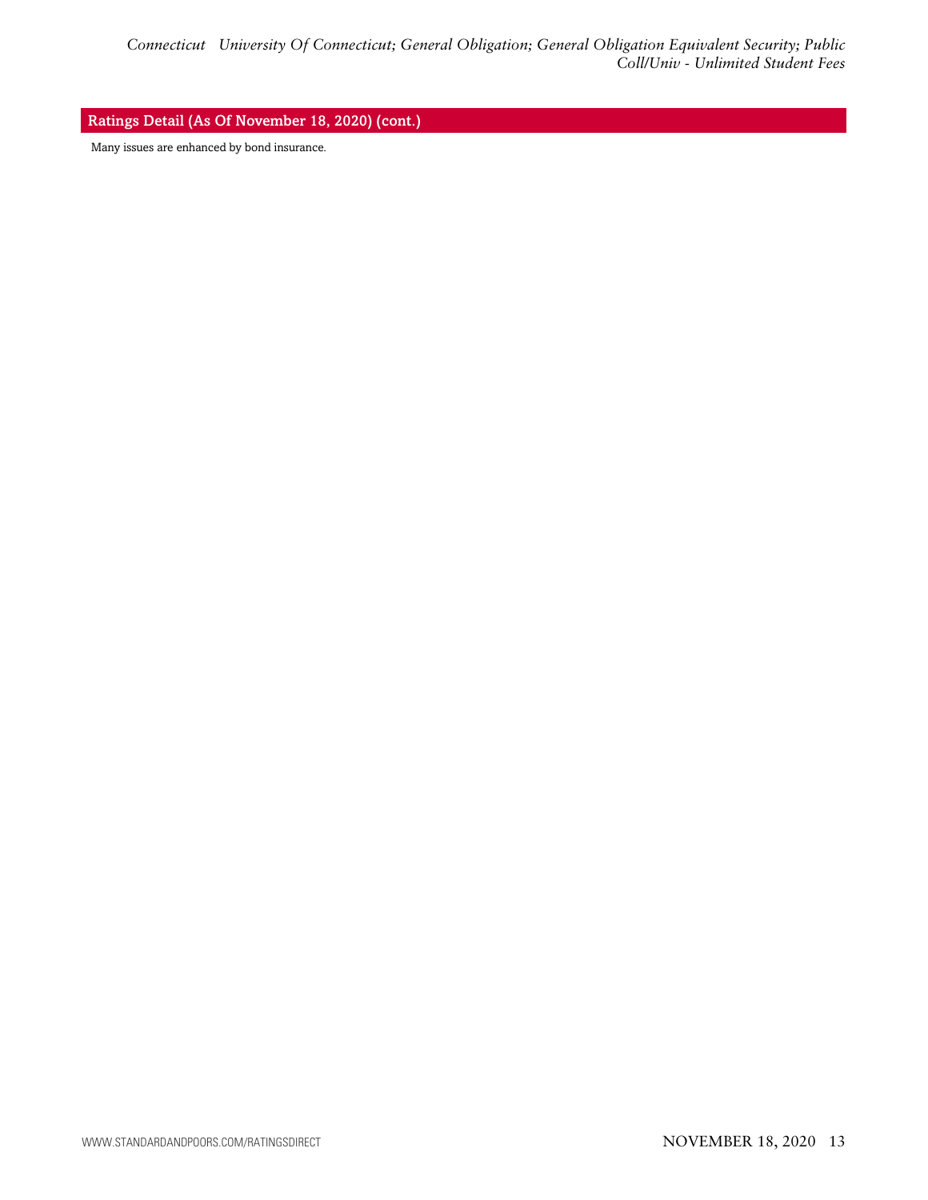## Ratings Detail (As Of November 18, 2020) (cont.)

Many issues are enhanced by bond insurance.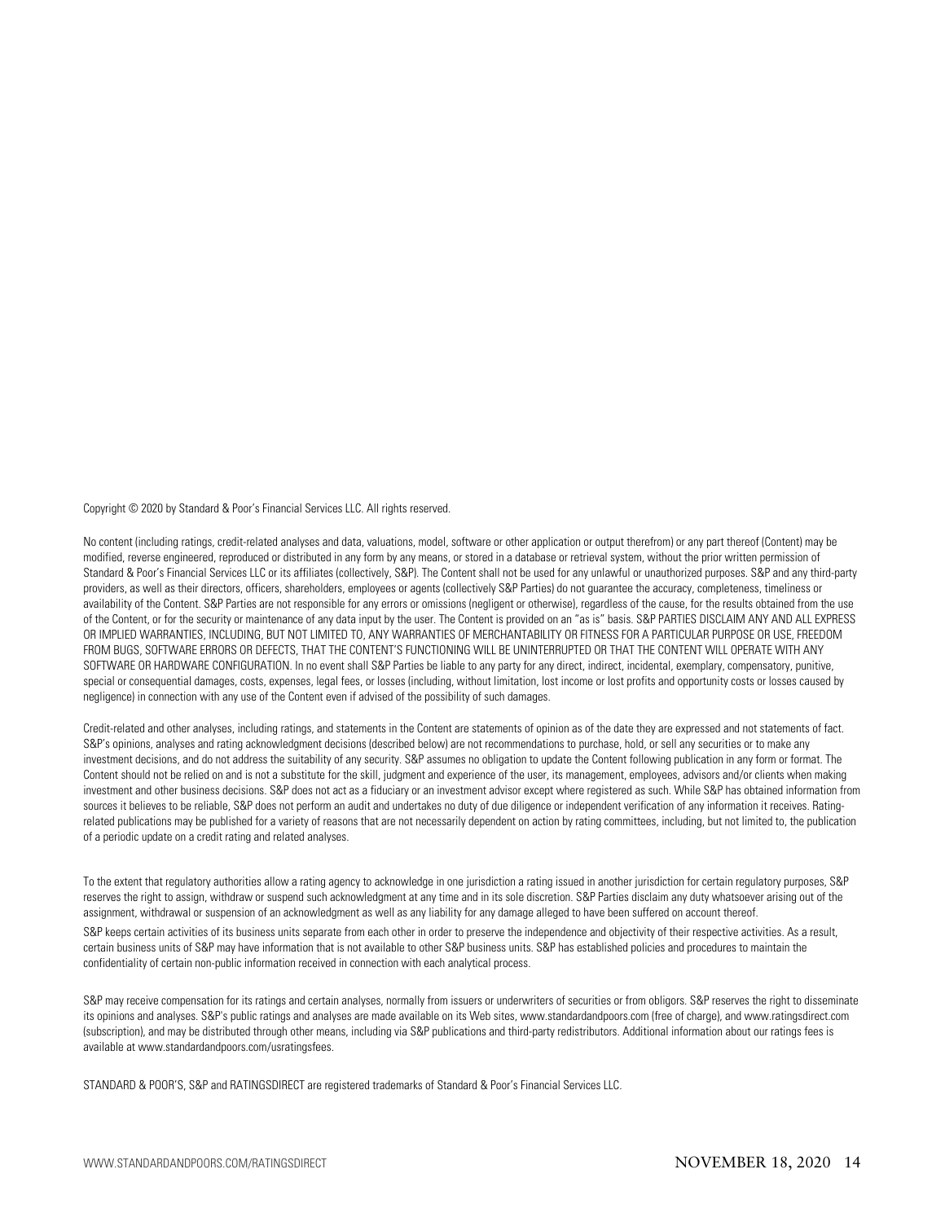Copyright © 2020 by Standard & Poor's Financial Services LLC. All rights reserved.

No content (including ratings, credit-related analyses and data, valuations, model, software or other application or output therefrom) or any part thereof (Content) may be modified, reverse engineered, reproduced or distributed in any form by any means, or stored in a database or retrieval system, without the prior written permission of Standard & Poor's Financial Services LLC or its affiliates (collectively, S&P). The Content shall not be used for any unlawful or unauthorized purposes. S&P and any third-party providers, as well as their directors, officers, shareholders, employees or agents (collectively S&P Parties) do not guarantee the accuracy, completeness, timeliness or availability of the Content. S&P Parties are not responsible for any errors or omissions (negligent or otherwise), regardless of the cause, for the results obtained from the use of the Content, or for the security or maintenance of any data input by the user. The Content is provided on an "as is" basis. S&P PARTIES DISCLAIM ANY AND ALL EXPRESS OR IMPLIED WARRANTIES, INCLUDING, BUT NOT LIMITED TO, ANY WARRANTIES OF MERCHANTABILITY OR FITNESS FOR A PARTICULAR PURPOSE OR USE, FREEDOM FROM BUGS, SOFTWARE ERRORS OR DEFECTS, THAT THE CONTENT'S FUNCTIONING WILL BE UNINTERRUPTED OR THAT THE CONTENT WILL OPERATE WITH ANY SOFTWARE OR HARDWARE CONFIGURATION. In no event shall S&P Parties be liable to any party for any direct, indirect, incidental, exemplary, compensatory, punitive, special or consequential damages, costs, expenses, legal fees, or losses (including, without limitation, lost income or lost profits and opportunity costs or losses caused by negligence) in connection with any use of the Content even if advised of the possibility of such damages.

Credit-related and other analyses, including ratings, and statements in the Content are statements of opinion as of the date they are expressed and not statements of fact. S&P's opinions, analyses and rating acknowledgment decisions (described below) are not recommendations to purchase, hold, or sell any securities or to make any investment decisions, and do not address the suitability of any security. S&P assumes no obligation to update the Content following publication in any form or format. The Content should not be relied on and is not a substitute for the skill, judgment and experience of the user, its management, employees, advisors and/or clients when making investment and other business decisions. S&P does not act as a fiduciary or an investment advisor except where registered as such. While S&P has obtained information from sources it believes to be reliable, S&P does not perform an audit and undertakes no duty of due diligence or independent verification of any information it receives. Rating-related publications may be published for a variety of reasons that are not necessarily dependent on action by rating committees, including, but not limited to, the publication of a periodic update on a credit rating and related analyses.

To the extent that regulatory authorities allow a rating agency to acknowledge in one jurisdiction a rating issued in another jurisdiction for certain regulatory purposes, S&P reserves the right to assign, withdraw or suspend such acknowledgment at any time and in its sole discretion. S&P Parties disclaim any duty whatsoever arising out of the assignment, withdrawal or suspension of an acknowledgment as well as any liability for any damage alleged to have been suffered on account thereof.

S&P keeps certain activities of its business units separate from each other in order to preserve the independence and objectivity of their respective activities. As a result, certain business units of S&P may have information that is not available to other S&P business units. S&P has established policies and procedures to maintain the confidentiality of certain non-public information received in connection with each analytical process.

S&P may receive compensation for its ratings and certain analyses, normally from issuers or underwriters of securities or from obligors. S&P reserves the right to disseminate its opinions and analyses. S&P's public ratings and analyses are made available on its Web sites, www.standardandpoors.com (free of charge), and www.ratingsdirect.com (subscription), and may be distributed through other means, including via S&P publications and third-party redistributors. Additional information about our ratings fees is available at www.standardandpoors.com/usratingsfees.

STANDARD & POOR'S, S&P and RATINGSDIRECT are registered trademarks of Standard & Poor's Financial Services LLC.